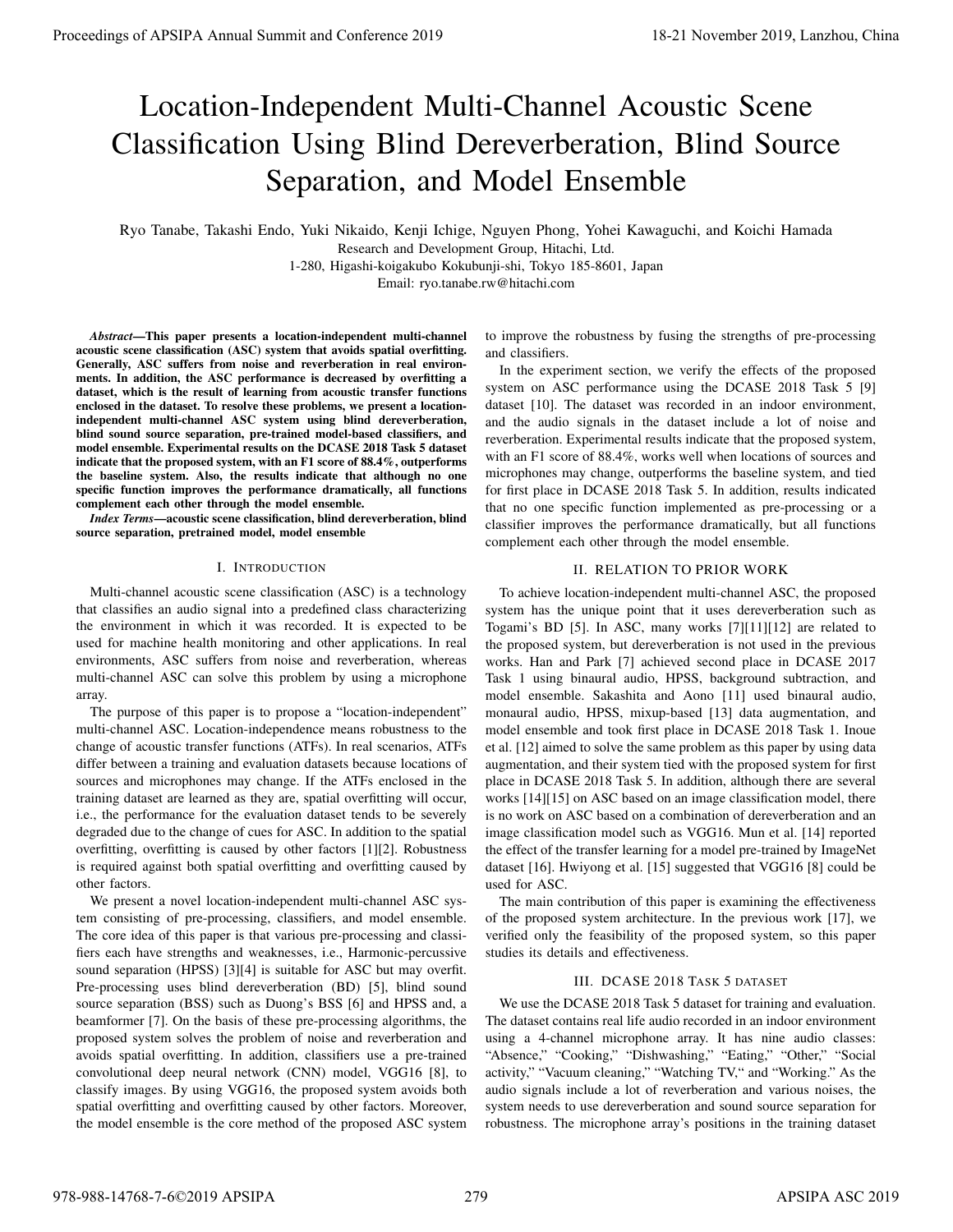# Location-Independent Multi-Channel Acoustic Scene Classification Using Blind Dereverberation, Blind Source Separation, and Model Ensemble

Ryo Tanabe, Takashi Endo, Yuki Nikaido, Kenji Ichige, Nguyen Phong, Yohei Kawaguchi, and Koichi Hamada

Research and Development Group, Hitachi, Ltd.
1-280, Higashi-koigakubo Kokubunji-shi, Tokyo 185-8601, Japan
Email: ryo.tanabe.rw@hitachi.com

***Abstract*—This paper presents a location-independent multi-channel acoustic scene classification (ASC) system that avoids spatial overfitting. Generally, ASC suffers from noise and reverberation in real environments. In addition, the ASC performance is decreased by overfitting a dataset, which is the result of learning from acoustic transfer functions enclosed in the dataset. To resolve these problems, we present a location-independent multi-channel ASC system using blind dereverberation, blind sound source separation, pre-trained model-based classifiers, and model ensemble. Experimental results on the DCASE 2018 Task 5 dataset indicate that the proposed system, with an F1 score of 88.4%, outperforms the baseline system. Also, the results indicate that although no one specific function improves the performance dramatically, all functions complement each other through the model ensemble.**

***Index Terms*—acoustic scene classification, blind dereverberation, blind source separation, pretrained model, model ensemble**

## I. Introduction

Multi-channel acoustic scene classification (ASC) is a technology that classifies an audio signal into a predefined class characterizing the environment in which it was recorded. It is expected to be used for machine health monitoring and other applications. In real environments, ASC suffers from noise and reverberation, whereas multi-channel ASC can solve this problem by using a microphone array.

The purpose of this paper is to propose a "location-independent" multi-channel ASC. Location-independence means robustness to the change of acoustic transfer functions (ATFs). In real scenarios, ATFs differ between a training and evaluation datasets because locations of sources and microphones may change. If the ATFs enclosed in the training dataset are learned as they are, spatial overfitting will occur, i.e., the performance for the evaluation dataset tends to be severely degraded due to the change of cues for ASC. In addition to the spatial overfitting, overfitting is caused by other factors [1][2]. Robustness is required against both spatial overfitting and overfitting caused by other factors.

We present a novel location-independent multi-channel ASC system consisting of pre-processing, classifiers, and model ensemble. The core idea of this paper is that various pre-processing and classifiers each have strengths and weaknesses, i.e., Harmonic-percussive sound separation (HPSS) [3][4] is suitable for ASC but may overfit. Pre-processing uses blind dereverberation (BD) [5], blind sound source separation (BSS) such as Duong's BSS [6] and HPSS and, a beamformer [7]. On the basis of these pre-processing algorithms, the proposed system solves the problem of noise and reverberation and avoids spatial overfitting. In addition, classifiers use a pre-trained convolutional deep neural network (CNN) model, VGG16 [8], to classify images. By using VGG16, the proposed system avoids both spatial overfitting and overfitting caused by other factors. Moreover, the model ensemble is the core method of the proposed ASC system to improve the robustness by fusing the strengths of pre-processing and classifiers.

In the experiment section, we verify the effects of the proposed system on ASC performance using the DCASE 2018 Task 5 [9] dataset [10]. The dataset was recorded in an indoor environment, and the audio signals in the dataset include a lot of noise and reverberation. Experimental results indicate that the proposed system, with an F1 score of 88.4%, works well when locations of sources and microphones may change, outperforms the baseline system, and tied for first place in DCASE 2018 Task 5. In addition, results indicated that no one specific function implemented as pre-processing or a classifier improves the performance dramatically, but all functions complement each other through the model ensemble.

## II. Relation to Prior Work

To achieve location-independent multi-channel ASC, the proposed system has the unique point that it uses dereverberation such as Togami's BD [5]. In ASC, many works [7][11][12] are related to the proposed system, but dereverberation is not used in the previous works. Han and Park [7] achieved second place in DCASE 2017 Task 1 using binaural audio, HPSS, background subtraction, and model ensemble. Sakashita and Aono [11] used binaural audio, monaural audio, HPSS, mixup-based [13] data augmentation, and model ensemble and took first place in DCASE 2018 Task 1. Inoue et al. [12] aimed to solve the same problem as this paper by using data augmentation, and their system tied with the proposed system for first place in DCASE 2018 Task 5. In addition, although there are several works [14][15] on ASC based on an image classification model, there is no work on ASC based on a combination of dereverberation and an image classification model such as VGG16. Mun et al. [14] reported the effect of the transfer learning for a model pre-trained by ImageNet dataset [16]. Hwiyong et al. [15] suggested that VGG16 [8] could be used for ASC.

The main contribution of this paper is examining the effectiveness of the proposed system architecture. In the previous work [17], we verified only the feasibility of the proposed system, so this paper studies its details and effectiveness.

## III. DCASE 2018 Task 5 Dataset

We use the DCASE 2018 Task 5 dataset for training and evaluation. The dataset contains real life audio recorded in an indoor environment using a 4-channel microphone array. It has nine audio classes: "Absence," "Cooking," "Dishwashing," "Eating," "Other," "Social activity," "Vacuum cleaning," "Watching TV," and "Working." As the audio signals include a lot of reverberation and various noises, the system needs to use dereverberation and sound source separation for robustness. The microphone array's positions in the training dataset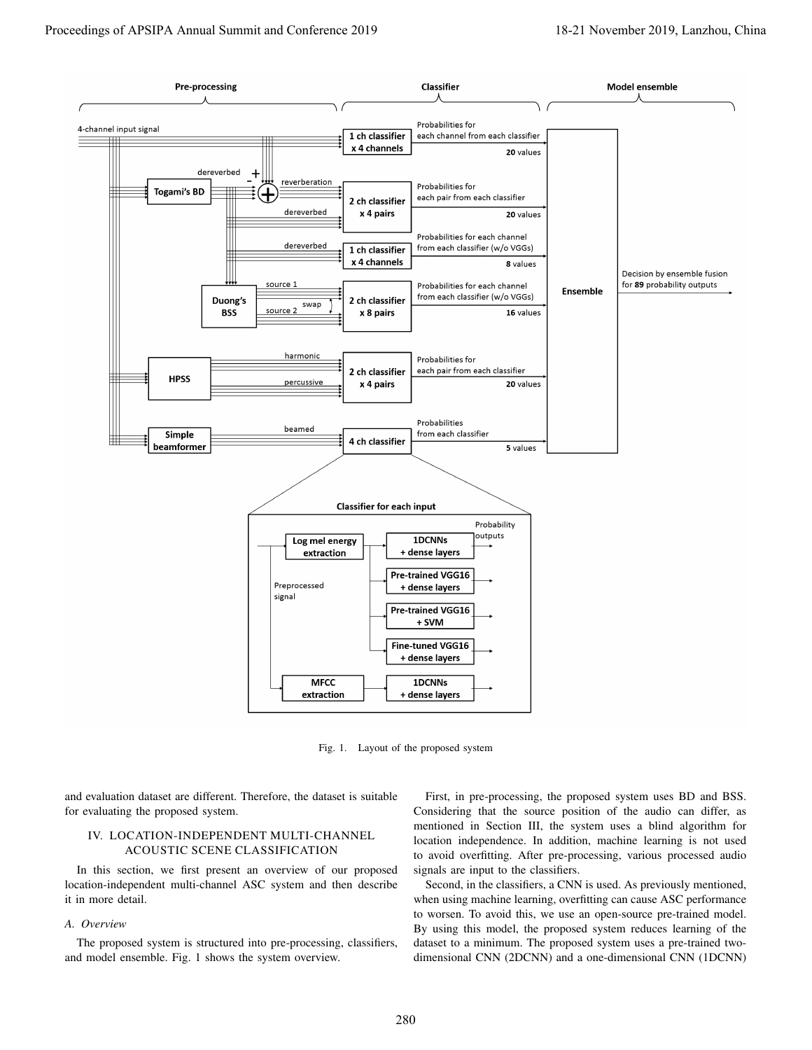Fig. 1. Layout of the proposed system

and evaluation dataset are different. Therefore, the dataset is suitable for evaluating the proposed system.

## IV. LOCATION-INDEPENDENT MULTI-CHANNEL ACOUSTIC SCENE CLASSIFICATION

In this section, we first present an overview of our proposed location-independent multi-channel ASC system and then describe it in more detail.

### A. Overview

The proposed system is structured into pre-processing, classifiers, and model ensemble. Fig. 1 shows the system overview.

First, in pre-processing, the proposed system uses BD and BSS. Considering that the source position of the audio can differ, as mentioned in Section III, the system uses a blind algorithm for location independence. In addition, machine learning is not used to avoid overfitting. After pre-processing, various processed audio signals are input to the classifiers.

Second, in the classifiers, a CNN is used. As previously mentioned, when using machine learning, overfitting can cause ASC performance to worsen. To avoid this, we use an open-source pre-trained model. By using this model, the proposed system reduces learning of the dataset to a minimum. The proposed system uses a pre-trained two-dimensional CNN (2DCNN) and a one-dimensional CNN (1DCNN)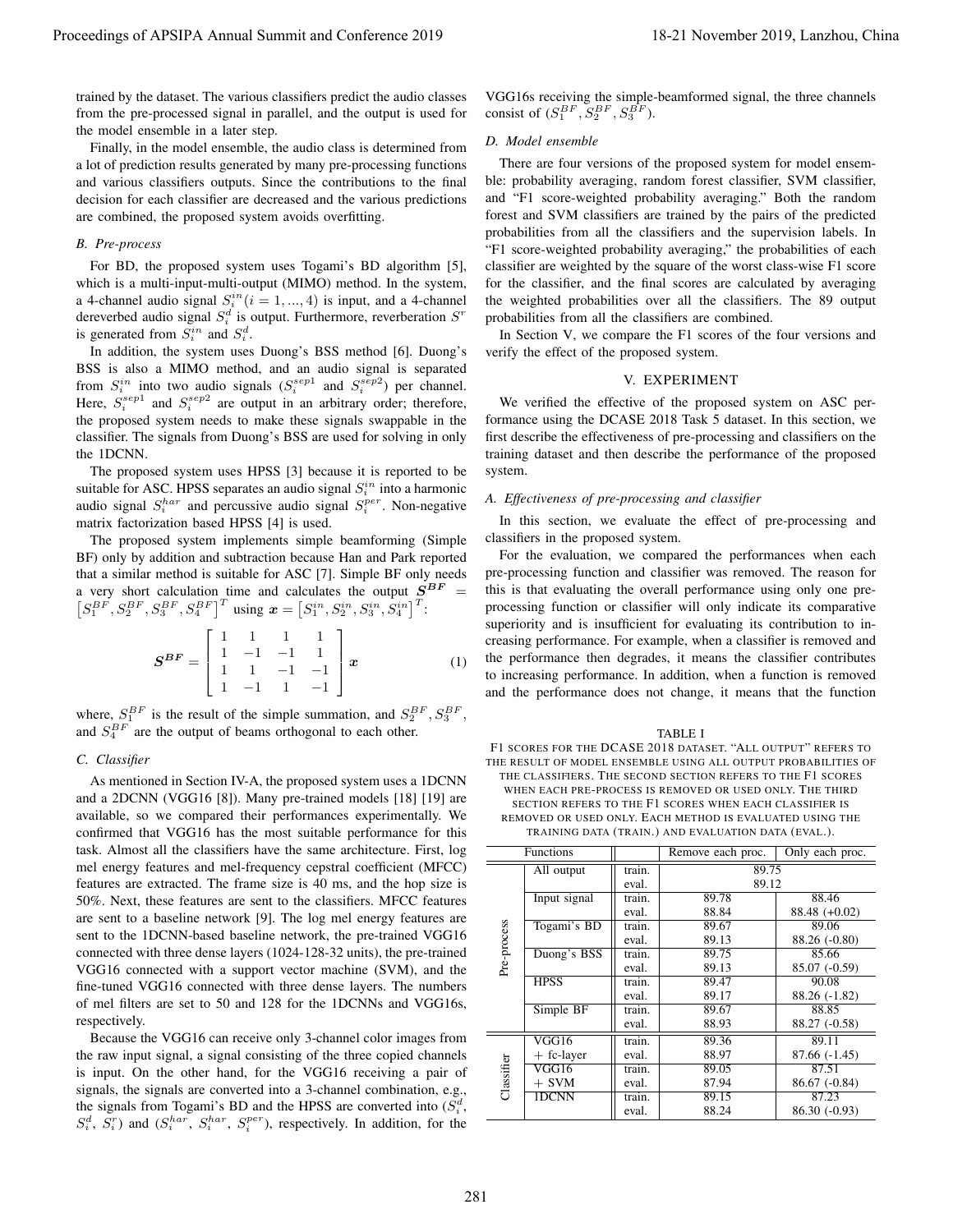trained by the dataset. The various classifiers predict the audio classes from the pre-processed signal in parallel, and the output is used for the model ensemble in a later step.

Finally, in the model ensemble, the audio class is determined from a lot of prediction results generated by many pre-processing functions and various classifiers outputs. Since the contributions to the final decision for each classifier are decreased and the various predictions are combined, the proposed system avoids overfitting.

### B. Pre-process

For BD, the proposed system uses Togami's BD algorithm [5], which is a multi-input-multi-output (MIMO) method. In the system, a 4-channel audio signal $S_i^{in} (i = 1, ..., 4)$ is input, and a 4-channel dereverbed audio signal $S_i^d$ is output. Furthermore, reverberation $S^r$ is generated from $S_i^{in}$ and $S_i^d$.

In addition, the system uses Duong's BSS method [6]. Duong's BSS is also a MIMO method, and an audio signal is separated from $S_i^{in}$ into two audio signals ($S_i^{sep1}$ and $S_i^{sep2}$) per channel. Here, $S_i^{sep1}$ and $S_i^{sep2}$ are output in an arbitrary order; therefore, the proposed system needs to make these signals swappable in the classifier. The signals from Duong's BSS are used for solving in only the 1DCNN.

The proposed system uses HPSS [3] because it is reported to be suitable for ASC. HPSS separates an audio signal $S_i^{in}$ into a harmonic audio signal $S_i^{har}$ and percussive audio signal $S_i^{per}$. Non-negative matrix factorization based HPSS [4] is used.

The proposed system implements simple beamforming (Simple BF) only by addition and subtraction because Han and Park reported that a similar method is suitable for ASC [7]. Simple BF only needs a very short calculation time and calculates the output $\boldsymbol{S^{BF}} = \left[S_1^{BF}, S_2^{BF}, S_3^{BF}, S_4^{BF}\right]^T$ using $\boldsymbol{x} = \left[S_1^{in}, S_2^{in}, S_3^{in}, S_4^{in}\right]^T$:

$$\boldsymbol{S^{BF}} = \begin{bmatrix} 1 & 1 & 1 & 1 \\ 1 & -1 & -1 & 1 \\ 1 & 1 & -1 & -1 \\ 1 & -1 & 1 & -1 \end{bmatrix} \boldsymbol{x} \tag{1}$$

where, $S_1^{BF}$ is the result of the simple summation, and $S_2^{BF}, S_3^{BF}$, and $S_4^{BF}$ are the output of beams orthogonal to each other.

### C. Classifier

As mentioned in Section IV-A, the proposed system uses a 1DCNN and a 2DCNN (VGG16 [8]). Many pre-trained models [18] [19] are available, so we compared their performances experimentally. We confirmed that VGG16 has the most suitable performance for this task. Almost all the classifiers have the same architecture. First, log mel energy features and mel-frequency cepstral coefficient (MFCC) features are extracted. The frame size is 40 ms, and the hop size is 50%. Next, these features are sent to the classifiers. MFCC features are sent to a baseline network [9]. The log mel energy features are sent to the 1DCNN-based baseline network, the pre-trained VGG16 connected with three dense layers (1024-128-32 units), the pre-trained VGG16 connected with a support vector machine (SVM), and the fine-tuned VGG16 connected with three dense layers. The numbers of mel filters are set to 50 and 128 for the 1DCNNs and VGG16s, respectively.

Because the VGG16 can receive only 3-channel color images from the raw input signal, a signal consisting of the three copied channels is input. On the other hand, for the VGG16 receiving a pair of signals, the signals are converted into a 3-channel combination, e.g., the signals from Togami's BD and the HPSS are converted into ($S_i^d$, $S_i^d$, $S_i^r$) and ($S_i^{har}$, $S_i^{har}$, $S_i^{per}$), respectively. In addition, for the VGG16s receiving the simple-beamformed signal, the three channels consist of ($S_1^{BF}, S_2^{BF}, S_3^{BF}$).

### D. Model ensemble

There are four versions of the proposed system for model ensemble: probability averaging, random forest classifier, SVM classifier, and "F1 score-weighted probability averaging." Both the random forest and SVM classifiers are trained by the pairs of the predicted probabilities from all the classifiers and the supervision labels. In "F1 score-weighted probability averaging," the probabilities of each classifier are weighted by the square of the worst class-wise F1 score for the classifier, and the final scores are calculated by averaging the weighted probabilities over all the classifiers. The 89 output probabilities from all the classifiers are combined.

In Section V, we compare the F1 scores of the four versions and verify the effect of the proposed system.

## V. EXPERIMENT

We verified the effective of the proposed system on ASC performance using the DCASE 2018 Task 5 dataset. In this section, we first describe the effectiveness of pre-processing and classifiers on the training dataset and then describe the performance of the proposed system.

### A. Effectiveness of pre-processing and classifier

In this section, we evaluate the effect of pre-processing and classifiers in the proposed system.

For the evaluation, we compared the performances when each pre-processing function and classifier was removed. The reason for this is that evaluating the overall performance using only one pre-processing function or classifier will only indicate its comparative superiority and is insufficient for evaluating its contribution to increasing performance. For example, when a classifier is removed and the performance then degrades, it means the classifier contributes to increasing performance. In addition, when a function is removed and the performance does not change, it means that the function

TABLE I

F1 SCORES FOR THE DCASE 2018 DATASET. "ALL OUTPUT" REFERS TO THE RESULT OF MODEL ENSEMBLE USING ALL OUTPUT PROBABILITIES OF THE CLASSIFIERS. THE SECOND SECTION REFERS TO THE F1 SCORES WHEN EACH PRE-PROCESS IS REMOVED OR USED ONLY. THE THIRD SECTION REFERS TO THE F1 SCORES WHEN EACH CLASSIFIER IS REMOVED OR USED ONLY. EACH METHOD IS EVALUATED USING THE TRAINING DATA (TRAIN.) AND EVALUATION DATA (EVAL.).

| Functions | | | Remove each proc. | Only each proc. |
|---|---|---|---|---|
| Pre-process | All output | train. | 89.75 | |
| | | eval. | 89.12 | |
| | Input signal | train. | 89.78 | 88.46 |
| | | eval. | 88.84 | 88.48 (+0.02) |
| | Togami's BD | train. | 89.67 | 89.06 |
| | | eval. | 89.13 | 88.26 (-0.80) |
| | Duong's BSS | train. | 89.75 | 85.66 |
| | | eval. | 89.13 | 85.07 (-0.59) |
| | HPSS | train. | 89.47 | 90.08 |
| | | eval. | 89.17 | 88.26 (-1.82) |
| | Simple BF | train. | 89.67 | 88.85 |
| | | eval. | 88.93 | 88.27 (-0.58) |
| Classifier | VGG16 + fc-layer | train. | 89.36 | 89.11 |
| | | eval. | 88.97 | 87.66 (-1.45) |
| | VGG16 + SVM | train. | 89.05 | 87.51 |
| | | eval. | 87.94 | 86.67 (-0.84) |
| | 1DCNN | train. | 89.15 | 87.23 |
| | | eval. | 88.24 | 86.30 (-0.93) |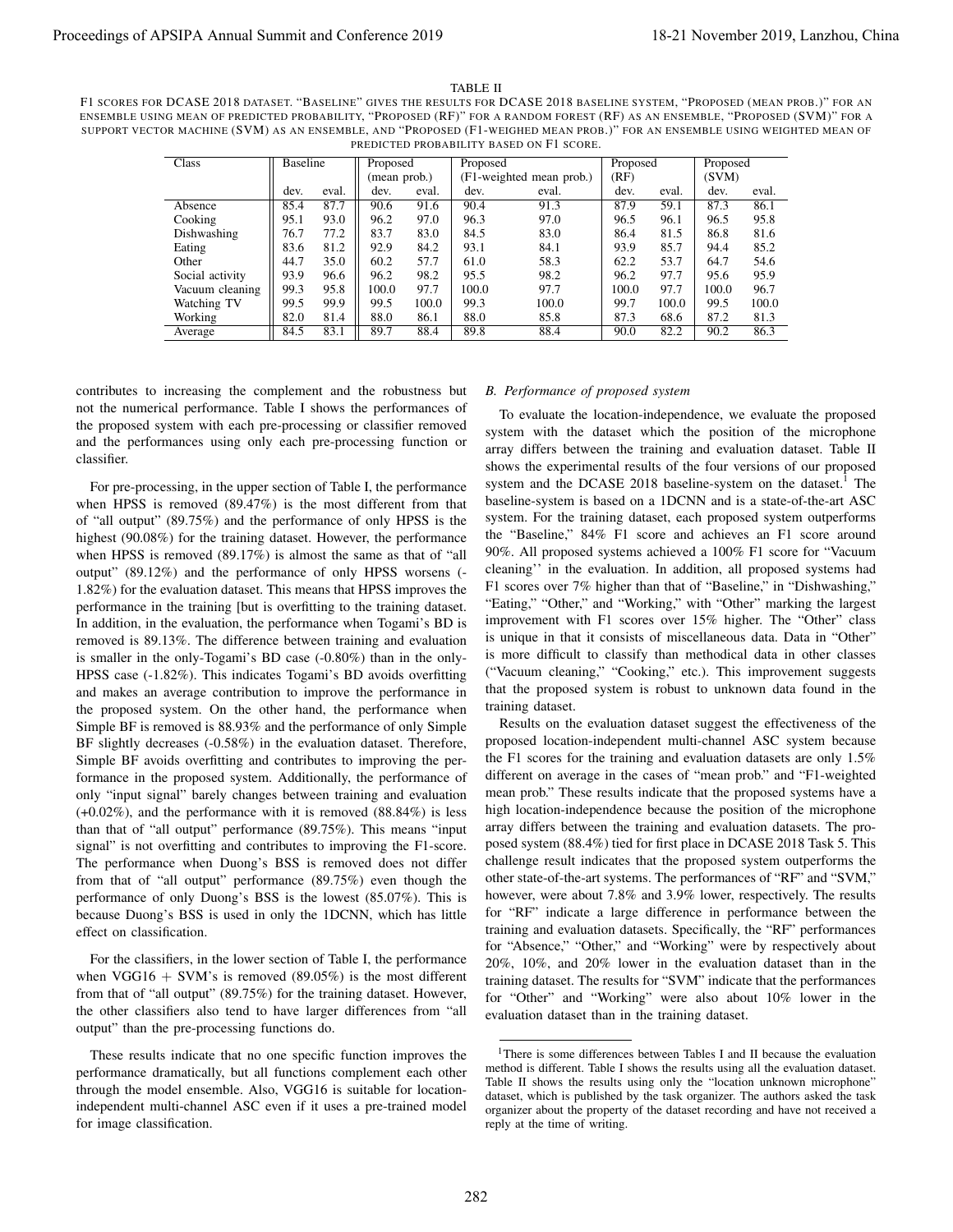TABLE II

F1 SCORES FOR DCASE 2018 DATASET. "BASELINE" GIVES THE RESULTS FOR DCASE 2018 BASELINE SYSTEM, "PROPOSED (MEAN PROB.)" FOR AN ENSEMBLE USING MEAN OF PREDICTED PROBABILITY, "PROPOSED (RF)" FOR A RANDOM FOREST (RF) AS AN ENSEMBLE, "PROPOSED (SVM)" FOR A SUPPORT VECTOR MACHINE (SVM) AS AN ENSEMBLE, AND "PROPOSED (F1-WEIGHED MEAN PROB.)" FOR AN ENSEMBLE USING WEIGHTED MEAN OF PREDICTED PROBABILITY BASED ON F1 SCORE.

| Class | Baseline | | Proposed (mean prob.) | | Proposed (F1-weighted mean prob.) | | Proposed (RF) | | Proposed (SVM) | |
|---|---|---|---|---|---|---|---|---|---|---|
| | dev. | eval. | dev. | eval. | dev. | eval. | dev. | eval. | dev. | eval. |
| Absence | 85.4 | 87.7 | 90.6 | 91.6 | 90.4 | 91.3 | 87.9 | 59.1 | 87.3 | 86.1 |
| Cooking | 95.1 | 93.0 | 96.2 | 97.0 | 96.3 | 97.0 | 96.5 | 96.1 | 96.5 | 95.8 |
| Dishwashing | 76.7 | 77.2 | 83.7 | 83.0 | 84.5 | 83.0 | 86.4 | 81.5 | 86.8 | 81.6 |
| Eating | 83.6 | 81.2 | 92.9 | 84.2 | 93.1 | 84.1 | 93.9 | 85.7 | 94.4 | 85.2 |
| Other | 44.7 | 35.0 | 60.2 | 57.7 | 61.0 | 58.3 | 62.2 | 53.7 | 64.7 | 54.6 |
| Social activity | 93.9 | 96.6 | 96.2 | 98.2 | 95.5 | 98.2 | 96.2 | 97.7 | 95.6 | 95.9 |
| Vacuum cleaning | 99.3 | 95.8 | 100.0 | 97.7 | 100.0 | 97.7 | 100.0 | 97.7 | 100.0 | 96.7 |
| Watching TV | 99.5 | 99.9 | 99.5 | 100.0 | 99.3 | 100.0 | 99.7 | 100.0 | 99.5 | 100.0 |
| Working | 82.0 | 81.4 | 88.0 | 86.1 | 88.0 | 85.8 | 87.3 | 68.6 | 87.2 | 81.3 |
| Average | 84.5 | 83.1 | 89.7 | 88.4 | 89.8 | 88.4 | 90.0 | 82.2 | 90.2 | 86.3 |

contributes to increasing the complement and the robustness but not the numerical performance. Table I shows the performances of the proposed system with each pre-processing or classifier removed and the performances using only each pre-processing function or classifier.

For pre-processing, in the upper section of Table I, the performance when HPSS is removed (89.47%) is the most different from that of "all output" (89.75%) and the performance of only HPSS is the highest (90.08%) for the training dataset. However, the performance when HPSS is removed (89.17%) is almost the same as that of "all output" (89.12%) and the performance of only HPSS worsens (-1.82%) for the evaluation dataset. This means that HPSS improves the performance in the training [but is overfitting to the training dataset. In addition, in the evaluation, the performance when Togami's BD is removed is 89.13%. The difference between training and evaluation is smaller in the only-Togami's BD case (-0.80%) than in the only-HPSS case (-1.82%). This indicates Togami's BD avoids overfitting and makes an average contribution to improve the performance in the proposed system. On the other hand, the performance when Simple BF is removed is 88.93% and the performance of only Simple BF slightly decreases (-0.58%) in the evaluation dataset. Therefore, Simple BF avoids overfitting and contributes to improving the performance in the proposed system. Additionally, the performance of only "input signal" barely changes between training and evaluation (+0.02%), and the performance with it is removed (88.84%) is less than that of "all output" performance (89.75%). This means "input signal" is not overfitting and contributes to improving the F1-score. The performance when Duong's BSS is removed does not differ from that of "all output" performance (89.75%) even though the performance of only Duong's BSS is the lowest (85.07%). This is because Duong's BSS is used in only the 1DCNN, which has little effect on classification.

For the classifiers, in the lower section of Table I, the performance when VGG16 + SVM's is removed (89.05%) is the most different from that of "all output" (89.75%) for the training dataset. However, the other classifiers also tend to have larger differences from "all output" than the pre-processing functions do.

These results indicate that no one specific function improves the performance dramatically, but all functions complement each other through the model ensemble. Also, VGG16 is suitable for location-independent multi-channel ASC even if it uses a pre-trained model for image classification.

### B. Performance of proposed system

To evaluate the location-independence, we evaluate the proposed system with the dataset which the position of the microphone array differs between the training and evaluation dataset. Table II shows the experimental results of the four versions of our proposed system and the DCASE 2018 baseline-system on the dataset.[1] The baseline-system is based on a 1DCNN and is a state-of-the-art ASC system. For the training dataset, each proposed system outperforms the "Baseline," 84% F1 score and achieves an F1 score around 90%. All proposed systems achieved a 100% F1 score for "Vacuum cleaning'' in the evaluation. In addition, all proposed systems had F1 scores over 7% higher than that of "Baseline," in "Dishwashing," "Eating," "Other," and "Working," with "Other" marking the largest improvement with F1 scores over 15% higher. The "Other" class is unique in that it consists of miscellaneous data. Data in "Other" is more difficult to classify than methodical data in other classes ("Vacuum cleaning," "Cooking," etc.). This improvement suggests that the proposed system is robust to unknown data found in the training dataset.

Results on the evaluation dataset suggest the effectiveness of the proposed location-independent multi-channel ASC system because the F1 scores for the training and evaluation datasets are only 1.5% different on average in the cases of "mean prob." and "F1-weighted mean prob." These results indicate that the proposed systems have a high location-independence because the position of the microphone array differs between the training and evaluation datasets. The proposed system (88.4%) tied for first place in DCASE 2018 Task 5. This challenge result indicates that the proposed system outperforms the other state-of-the-art systems. The performances of "RF" and "SVM," however, were about 7.8% and 3.9% lower, respectively. The results for "RF" indicate a large difference in performance between the training and evaluation datasets. Specifically, the "RF" performances for "Absence," "Other," and "Working" were by respectively about 20%, 10%, and 20% lower in the evaluation dataset than in the training dataset. The results for "SVM" indicate that the performances for "Other" and "Working" were also about 10% lower in the evaluation dataset than in the training dataset.

[1] There is some differences between Tables I and II because the evaluation method is different. Table I shows the results using all the evaluation dataset. Table II shows the results using only the "location unknown microphone" dataset, which is published by the task organizer. The authors asked the task organizer about the property of the dataset recording and have not received a reply at the time of writing.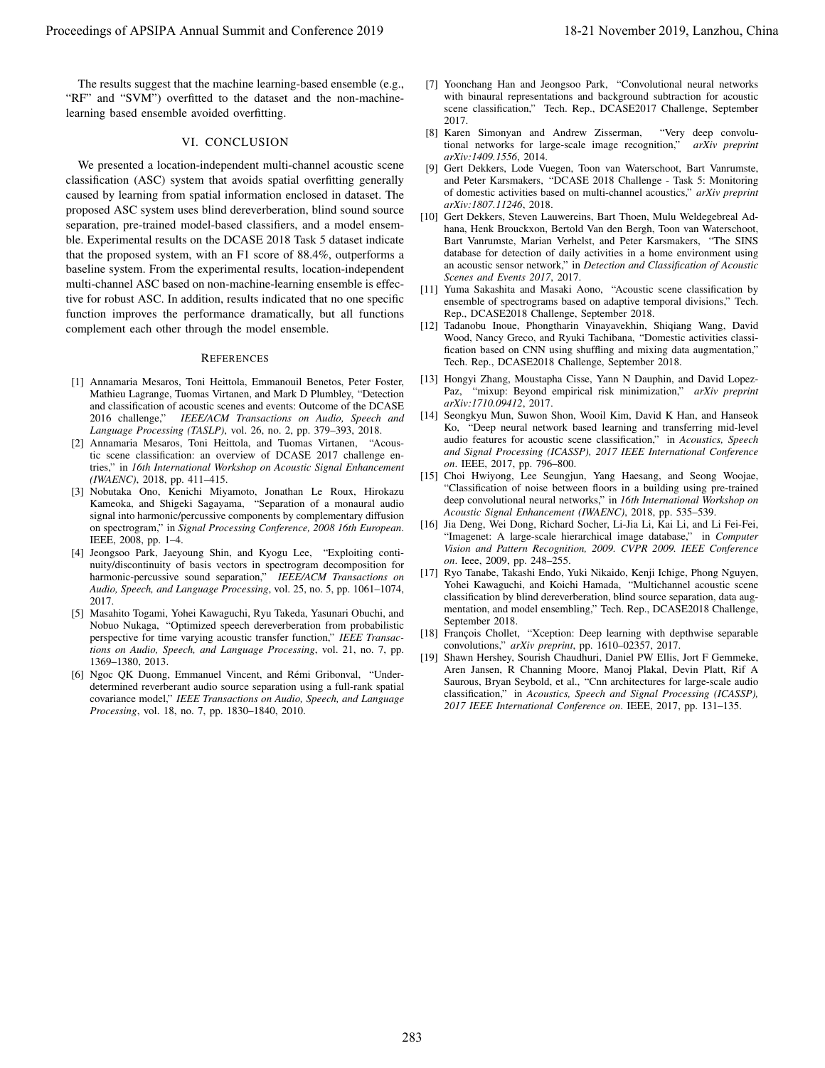The results suggest that the machine learning-based ensemble (e.g., "RF" and "SVM") overfitted to the dataset and the non-machine-learning based ensemble avoided overfitting.

## VI. Conclusion

We presented a location-independent multi-channel acoustic scene classification (ASC) system that avoids spatial overfitting generally caused by learning from spatial information enclosed in dataset. The proposed ASC system uses blind dereverberation, blind sound source separation, pre-trained model-based classifiers, and a model ensemble. Experimental results on the DCASE 2018 Task 5 dataset indicate that the proposed system, with an F1 score of 88.4%, outperforms a baseline system. From the experimental results, location-independent multi-channel ASC based on non-machine-learning ensemble is effective for robust ASC. In addition, results indicated that no one specific function improves the performance dramatically, but all functions complement each other through the model ensemble.

## References

[1] Annamaria Mesaros, Toni Heittola, Emmanouil Benetos, Peter Foster, Mathieu Lagrange, Tuomas Virtanen, and Mark D Plumbley, "Detection and classification of acoustic scenes and events: Outcome of the DCASE 2016 challenge," *IEEE/ACM Transactions on Audio, Speech and Language Processing (TASLP)*, vol. 26, no. 2, pp. 379–393, 2018.

[2] Annamaria Mesaros, Toni Heittola, and Tuomas Virtanen, "Acoustic scene classification: an overview of DCASE 2017 challenge entries," in *16th International Workshop on Acoustic Signal Enhancement (IWAENC)*, 2018, pp. 411–415.

[3] Nobutaka Ono, Kenichi Miyamoto, Jonathan Le Roux, Hirokazu Kameoka, and Shigeki Sagayama, "Separation of a monaural audio signal into harmonic/percussive components by complementary diffusion on spectrogram," in *Signal Processing Conference, 2008 16th European*. IEEE, 2008, pp. 1–4.

[4] Jeongsoo Park, Jaeyoung Shin, and Kyogu Lee, "Exploiting continuity/discontinuity of basis vectors in spectrogram decomposition for harmonic-percussive sound separation," *IEEE/ACM Transactions on Audio, Speech, and Language Processing*, vol. 25, no. 5, pp. 1061–1074, 2017.

[5] Masahito Togami, Yohei Kawaguchi, Ryu Takeda, Yasunari Obuchi, and Nobuo Nukaga, "Optimized speech dereverberation from probabilistic perspective for time varying acoustic transfer function," *IEEE Transactions on Audio, Speech, and Language Processing*, vol. 21, no. 7, pp. 1369–1380, 2013.

[6] Ngoc QK Duong, Emmanuel Vincent, and Rémi Gribonval, "Underdetermined reverberant audio source separation using a full-rank spatial covariance model," *IEEE Transactions on Audio, Speech, and Language Processing*, vol. 18, no. 7, pp. 1830–1840, 2010.

[7] Yoonchang Han and Jeongsoo Park, "Convolutional neural networks with binaural representations and background subtraction for acoustic scene classification," Tech. Rep., DCASE2017 Challenge, September 2017.

[8] Karen Simonyan and Andrew Zisserman, "Very deep convolutional networks for large-scale image recognition," *arXiv preprint arXiv:1409.1556*, 2014.

[9] Gert Dekkers, Lode Vuegen, Toon van Waterschoot, Bart Vanrumste, and Peter Karsmakers, "DCASE 2018 Challenge - Task 5: Monitoring of domestic activities based on multi-channel acoustics," *arXiv preprint arXiv:1807.11246*, 2018.

[10] Gert Dekkers, Steven Lauwereins, Bart Thoen, Mulu Weldegebreal Adhana, Henk Brouckxon, Bertold Van den Bergh, Toon van Waterschoot, Bart Vanrumste, Marian Verhelst, and Peter Karsmakers, "The SINS database for detection of daily activities in a home environment using an acoustic sensor network," in *Detection and Classification of Acoustic Scenes and Events 2017*, 2017.

[11] Yuma Sakashita and Masaki Aono, "Acoustic scene classification by ensemble of spectrograms based on adaptive temporal divisions," Tech. Rep., DCASE2018 Challenge, September 2018.

[12] Tadanobu Inoue, Phongtharin Vinayavekhin, Shiqiang Wang, David Wood, Nancy Greco, and Ryuki Tachibana, "Domestic activities classification based on CNN using shuffling and mixing data augmentation," Tech. Rep., DCASE2018 Challenge, September 2018.

[13] Hongyi Zhang, Moustapha Cisse, Yann N Dauphin, and David Lopez-Paz, "mixup: Beyond empirical risk minimization," *arXiv preprint arXiv:1710.09412*, 2017.

[14] Seongkyu Mun, Suwon Shon, Wooil Kim, David K Han, and Hanseok Ko, "Deep neural network based learning and transferring mid-level audio features for acoustic scene classification," in *Acoustics, Speech and Signal Processing (ICASSP), 2017 IEEE International Conference on*. IEEE, 2017, pp. 796–800.

[15] Choi Hwiyong, Lee Seungjun, Yang Haesang, and Seong Woojae, "Classification of noise between floors in a building using pre-trained deep convolutional neural networks," in *16th International Workshop on Acoustic Signal Enhancement (IWAENC)*, 2018, pp. 535–539.

[16] Jia Deng, Wei Dong, Richard Socher, Li-Jia Li, Kai Li, and Li Fei-Fei, "Imagenet: A large-scale hierarchical image database," in *Computer Vision and Pattern Recognition, 2009. CVPR 2009. IEEE Conference on*. Ieee, 2009, pp. 248–255.

[17] Ryo Tanabe, Takashi Endo, Yuki Nikaido, Kenji Ichige, Phong Nguyen, Yohei Kawaguchi, and Koichi Hamada, "Multichannel acoustic scene classification by blind dereverberation, blind source separation, data augmentation, and model ensembling," Tech. Rep., DCASE2018 Challenge, September 2018.

[18] François Chollet, "Xception: Deep learning with depthwise separable convolutions," *arXiv preprint*, pp. 1610–02357, 2017.

[19] Shawn Hershey, Sourish Chaudhuri, Daniel PW Ellis, Jort F Gemmeke, Aren Jansen, R Channing Moore, Manoj Plakal, Devin Platt, Rif A Saurous, Bryan Seybold, et al., "Cnn architectures for large-scale audio classification," in *Acoustics, Speech and Signal Processing (ICASSP), 2017 IEEE International Conference on*. IEEE, 2017, pp. 131–135.